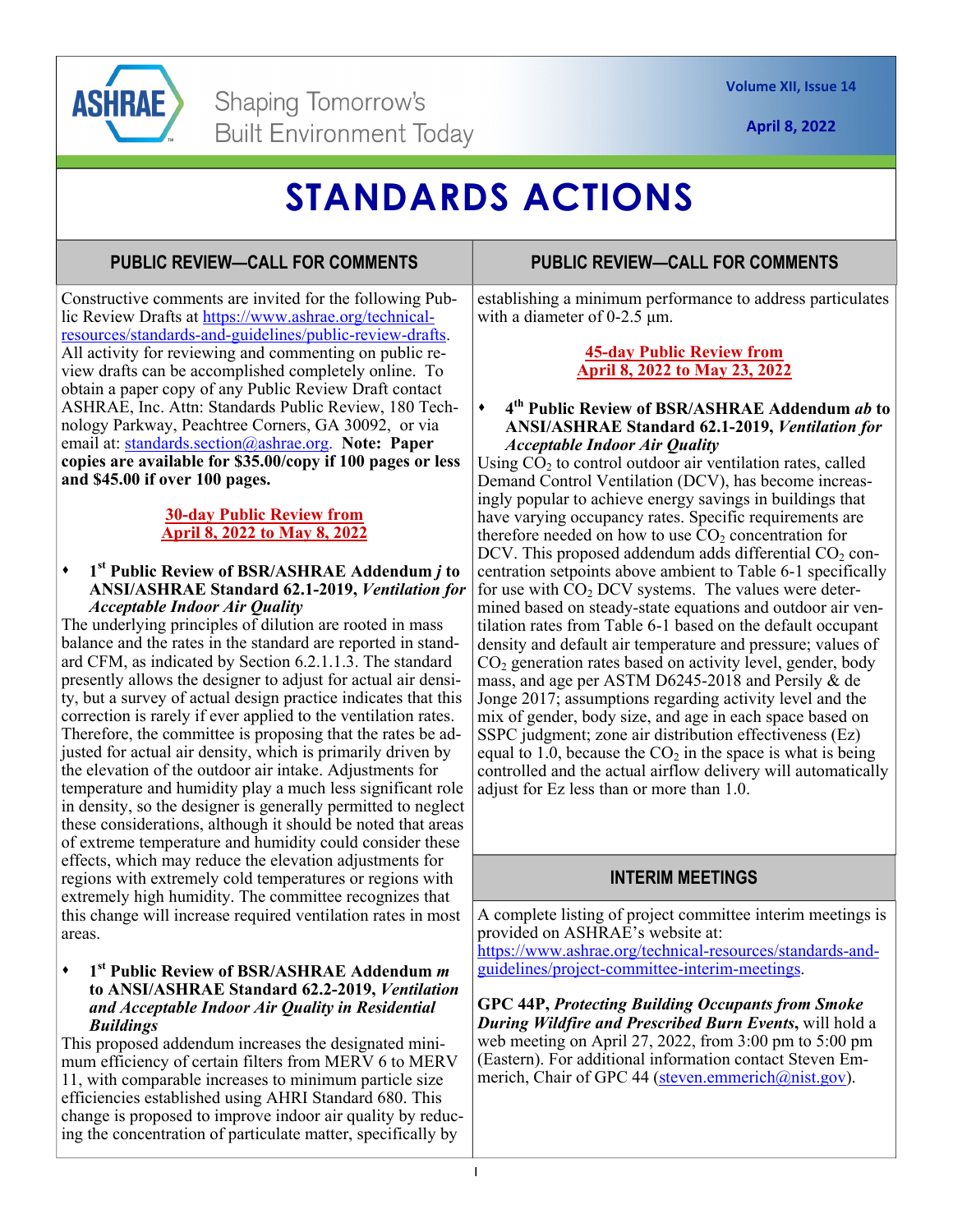# STANDARDS ACTIONS

## PUBLIC REVIEW—CALL FOR COMMENTS

Constructive comments are invited for the following Public Review Drafts at https://www.ashrae.org/technical-resources/standards-and-guidelines/public-review-drafts. All activity for reviewing and commenting on public review drafts can be accomplished completely online. To obtain a paper copy of any Public Review Draft contact ASHRAE, Inc. Attn: Standards Public Review, 180 Technology Parkway, Peachtree Corners, GA 30092, or via email at: standards.section@ashrae.org. **Note: Paper copies are available for $35.00/copy if 100 pages or less and $45.00 if over 100 pages.**

### 30-day Public Review from April 8, 2022 to May 8, 2022

- **1st Public Review of BSR/ASHRAE Addendum *j* to ANSI/ASHRAE Standard 62.1-2019, *Ventilation for Acceptable Indoor Air Quality***

The underlying principles of dilution are rooted in mass balance and the rates in the standard are reported in standard CFM, as indicated by Section 6.2.1.1.3. The standard presently allows the designer to adjust for actual air density, but a survey of actual design practice indicates that this correction is rarely if ever applied to the ventilation rates. Therefore, the committee is proposing that the rates be adjusted for actual air density, which is primarily driven by the elevation of the outdoor air intake. Adjustments for temperature and humidity play a much less significant role in density, so the designer is generally permitted to neglect these considerations, although it should be noted that areas of extreme temperature and humidity could consider these effects, which may reduce the elevation adjustments for regions with extremely cold temperatures or regions with extremely high humidity. The committee recognizes that this change will increase required ventilation rates in most areas.

- **1st Public Review of BSR/ASHRAE Addendum *m* to ANSI/ASHRAE Standard 62.2-2019, *Ventilation and Acceptable Indoor Air Quality in Residential Buildings***

This proposed addendum increases the designated minimum efficiency of certain filters from MERV 6 to MERV 11, with comparable increases to minimum particle size efficiencies established using AHRI Standard 680. This change is proposed to improve indoor air quality by reducing the concentration of particulate matter, specifically by establishing a minimum performance to address particulates with a diameter of 0-2.5 µm.

### 45-day Public Review from April 8, 2022 to May 23, 2022

- **4th Public Review of BSR/ASHRAE Addendum *ab* to ANSI/ASHRAE Standard 62.1-2019, *Ventilation for Acceptable Indoor Air Quality***

Using $CO_2$ to control outdoor air ventilation rates, called Demand Control Ventilation (DCV), has become increasingly popular to achieve energy savings in buildings that have varying occupancy rates. Specific requirements are therefore needed on how to use $CO_2$ concentration for DCV. This proposed addendum adds differential $CO_2$ concentration setpoints above ambient to Table 6-1 specifically for use with $CO_2$ DCV systems. The values were determined based on steady-state equations and outdoor air ventilation rates from Table 6-1 based on the default occupant density and default air temperature and pressure; values of $CO_2$ generation rates based on activity level, gender, body mass, and age per ASTM D6245-2018 and Persily & de Jonge 2017; assumptions regarding activity level and the mix of gender, body size, and age in each space based on SSPC judgment; zone air distribution effectiveness (Ez) equal to 1.0, because the $CO_2$ in the space is what is being controlled and the actual airflow delivery will automatically adjust for Ez less than or more than 1.0.

## INTERIM MEETINGS

A complete listing of project committee interim meetings is provided on ASHRAE's website at: https://www.ashrae.org/technical-resources/standards-and-guidelines/project-committee-interim-meetings.

**GPC 44P, *Protecting Building Occupants from Smoke During Wildfire and Prescribed Burn Events*,** will hold a web meeting on April 27, 2022, from 3:00 pm to 5:00 pm (Eastern). For additional information contact Steven Emmerich, Chair of GPC 44 (steven.emmerich@nist.gov).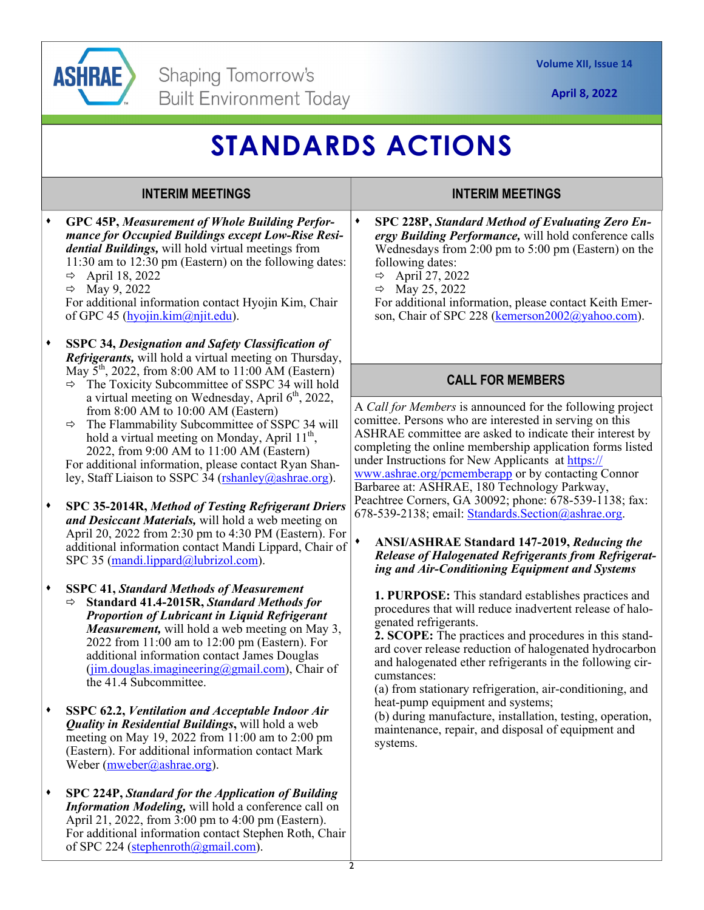# STANDARDS ACTIONS

## INTERIM MEETINGS

- **GPC 45P, *Measurement of Whole Building Performance for Occupied Buildings except Low-Rise Residential Buildings,*** will hold virtual meetings from 11:30 am to 12:30 pm (Eastern) on the following dates:
  - April 18, 2022
  - May 9, 2022

  For additional information contact Hyojin Kim, Chair of GPC 45 (hyojin.kim@njit.edu).

- **SSPC 34, *Designation and Safety Classification of Refrigerants,*** will hold a virtual meeting on Thursday, May 5th, 2022, from 8:00 AM to 11:00 AM (Eastern)
  - The Toxicity Subcommittee of SSPC 34 will hold a virtual meeting on Wednesday, April 6th, 2022, from 8:00 AM to 10:00 AM (Eastern)
  - The Flammability Subcommittee of SSPC 34 will hold a virtual meeting on Monday, April 11th, 2022, from 9:00 AM to 11:00 AM (Eastern)

  For additional information, please contact Ryan Shanley, Staff Liaison to SSPC 34 (rshanley@ashrae.org).

- **SPC 35-2014R, *Method of Testing Refrigerant Driers and Desiccant Materials,*** will hold a web meeting on April 20, 2022 from 2:30 pm to 4:30 PM (Eastern). For additional information contact Mandi Lippard, Chair of SPC 35 (mandi.lippard@lubrizol.com).

- **SSPC 41, *Standard Methods of Measurement***
  - **Standard 41.4-2015R, *Standard Methods for Proportion of Lubricant in Liquid Refrigerant Measurement,*** will hold a web meeting on May 3, 2022 from 11:00 am to 12:00 pm (Eastern). For additional information contact James Douglas (jim.douglas.imagineering@gmail.com), Chair of the 41.4 Subcommittee.

- **SSPC 62.2, *Ventilation and Acceptable Indoor Air Quality in Residential Buildings*,** will hold a web meeting on May 19, 2022 from 11:00 am to 2:00 pm (Eastern). For additional information contact Mark Weber (mweber@ashrae.org).

- **SPC 224P, *Standard for the Application of Building Information Modeling,*** will hold a conference call on April 21, 2022, from 3:00 pm to 4:00 pm (Eastern). For additional information contact Stephen Roth, Chair of SPC 224 (stephenroth@gmail.com).

- **SPC 228P, *Standard Method of Evaluating Zero Energy Building Performance,*** will hold conference calls Wednesdays from 2:00 pm to 5:00 pm (Eastern) on the following dates:
  - April 27, 2022
  - May 25, 2022

  For additional information, please contact Keith Emerson, Chair of SPC 228 (kemerson2002@yahoo.com).

## CALL FOR MEMBERS

A *Call for Members* is announced for the following project comittee. Persons who are interested in serving on this ASHRAE committee are asked to indicate their interest by completing the online membership application forms listed under Instructions for New Applicants at https://www.ashrae.org/pcmemberapp or by contacting Connor Barbaree at: ASHRAE, 180 Technology Parkway, Peachtree Corners, GA 30092; phone: 678-539-1138; fax: 678-539-2138; email: Standards.Section@ashrae.org.

- **ANSI/ASHRAE Standard 147-2019, *Reducing the Release of Halogenated Refrigerants from Refrigerating and Air-Conditioning Equipment and Systems***

  **1. PURPOSE:** This standard establishes practices and procedures that will reduce inadvertent release of halogenated refrigerants.
  **2. SCOPE:** The practices and procedures in this standard cover release reduction of halogenated hydrocarbon and halogenated ether refrigerants in the following circumstances:
  (a) from stationary refrigeration, air-conditioning, and heat-pump equipment and systems;
  (b) during manufacture, installation, testing, operation, maintenance, repair, and disposal of equipment and systems.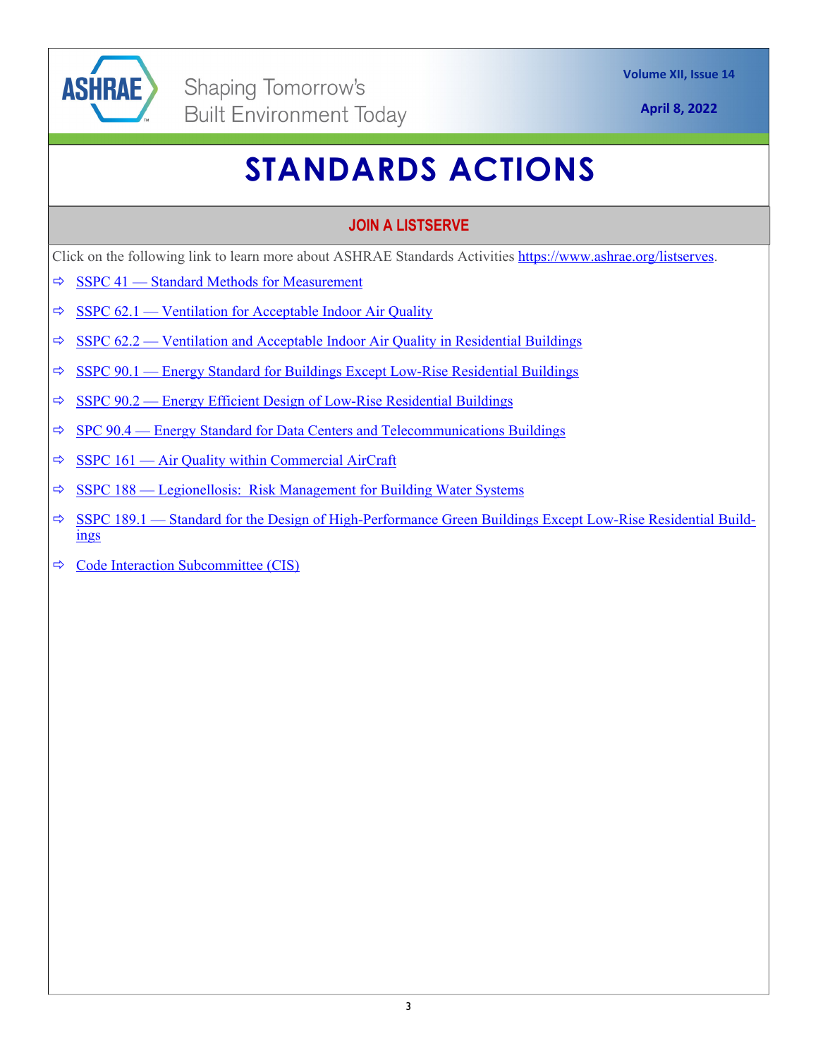# STANDARDS ACTIONS

## JOIN A LISTSERVE

Click on the following link to learn more about ASHRAE Standards Activities https://www.ashrae.org/listserves.

- SSPC 41 — Standard Methods for Measurement
- SSPC 62.1 — Ventilation for Acceptable Indoor Air Quality
- SSPC 62.2 — Ventilation and Acceptable Indoor Air Quality in Residential Buildings
- SSPC 90.1 — Energy Standard for Buildings Except Low-Rise Residential Buildings
- SSPC 90.2 — Energy Efficient Design of Low-Rise Residential Buildings
- SPC 90.4 — Energy Standard for Data Centers and Telecommunications Buildings
- SSPC 161 — Air Quality within Commercial AirCraft
- SSPC 188 — Legionellosis: Risk Management for Building Water Systems
- SSPC 189.1 — Standard for the Design of High-Performance Green Buildings Except Low-Rise Residential Buildings
- Code Interaction Subcommittee (CIS)